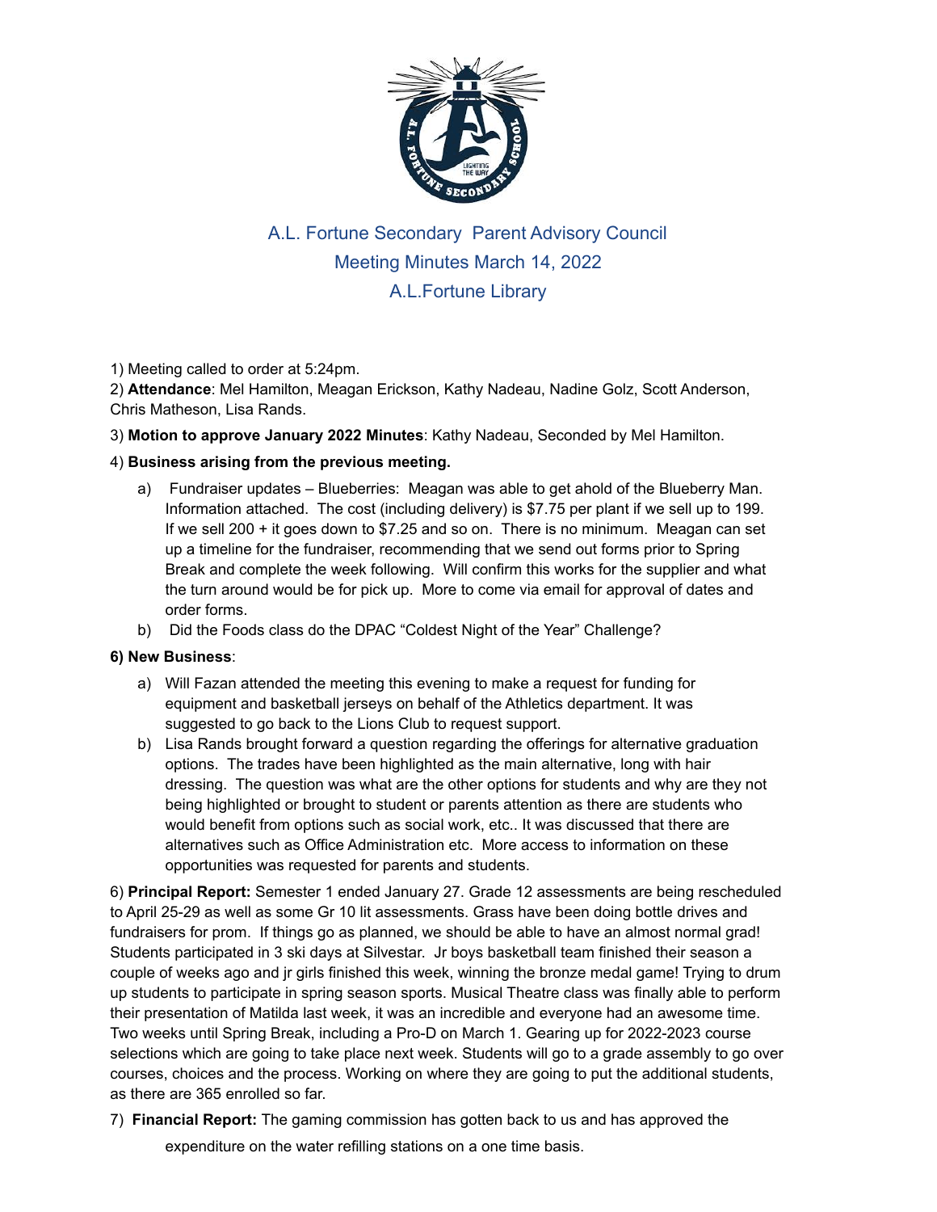# A.L. Fortune Secondary Parent Advisory Council

## Meeting Minutes March 14, 2022

## A.L.Fortune Library

1) Meeting called to order at 5:24pm.

2) **Attendance**: Mel Hamilton, Meagan Erickson, Kathy Nadeau, Nadine Golz, Scott Anderson, Chris Matheson, Lisa Rands.

3) **Motion to approve January 2022 Minutes**: Kathy Nadeau, Seconded by Mel Hamilton.

4) **Business arising from the previous meeting.**

   a) Fundraiser updates – Blueberries: Meagan was able to get ahold of the Blueberry Man. Information attached. The cost (including delivery) is $7.75 per plant if we sell up to 199. If we sell 200 + it goes down to $7.25 and so on. There is no minimum. Meagan can set up a timeline for the fundraiser, recommending that we send out forms prior to Spring Break and complete the week following. Will confirm this works for the supplier and what the turn around would be for pick up. More to come via email for approval of dates and order forms.

   b) Did the Foods class do the DPAC "Coldest Night of the Year" Challenge?

**6) New Business**:

   a) Will Fazan attended the meeting this evening to make a request for funding for equipment and basketball jerseys on behalf of the Athletics department. It was suggested to go back to the Lions Club to request support.

   b) Lisa Rands brought forward a question regarding the offerings for alternative graduation options. The trades have been highlighted as the main alternative, long with hair dressing. The question was what are the other options for students and why are they not being highlighted or brought to student or parents attention as there are students who would benefit from options such as social work, etc.. It was discussed that there are alternatives such as Office Administration etc. More access to information on these opportunities was requested for parents and students.

6) **Principal Report:** Semester 1 ended January 27. Grade 12 assessments are being rescheduled to April 25-29 as well as some Gr 10 lit assessments. Grass have been doing bottle drives and fundraisers for prom. If things go as planned, we should be able to have an almost normal grad! Students participated in 3 ski days at Silvestar. Jr boys basketball team finished their season a couple of weeks ago and jr girls finished this week, winning the bronze medal game! Trying to drum up students to participate in spring season sports. Musical Theatre class was finally able to perform their presentation of Matilda last week, it was an incredible and everyone had an awesome time. Two weeks until Spring Break, including a Pro-D on March 1. Gearing up for 2022-2023 course selections which are going to take place next week. Students will go to a grade assembly to go over courses, choices and the process. Working on where they are going to put the additional students, as there are 365 enrolled so far.

7) **Financial Report:** The gaming commission has gotten back to us and has approved the expenditure on the water refilling stations on a one time basis.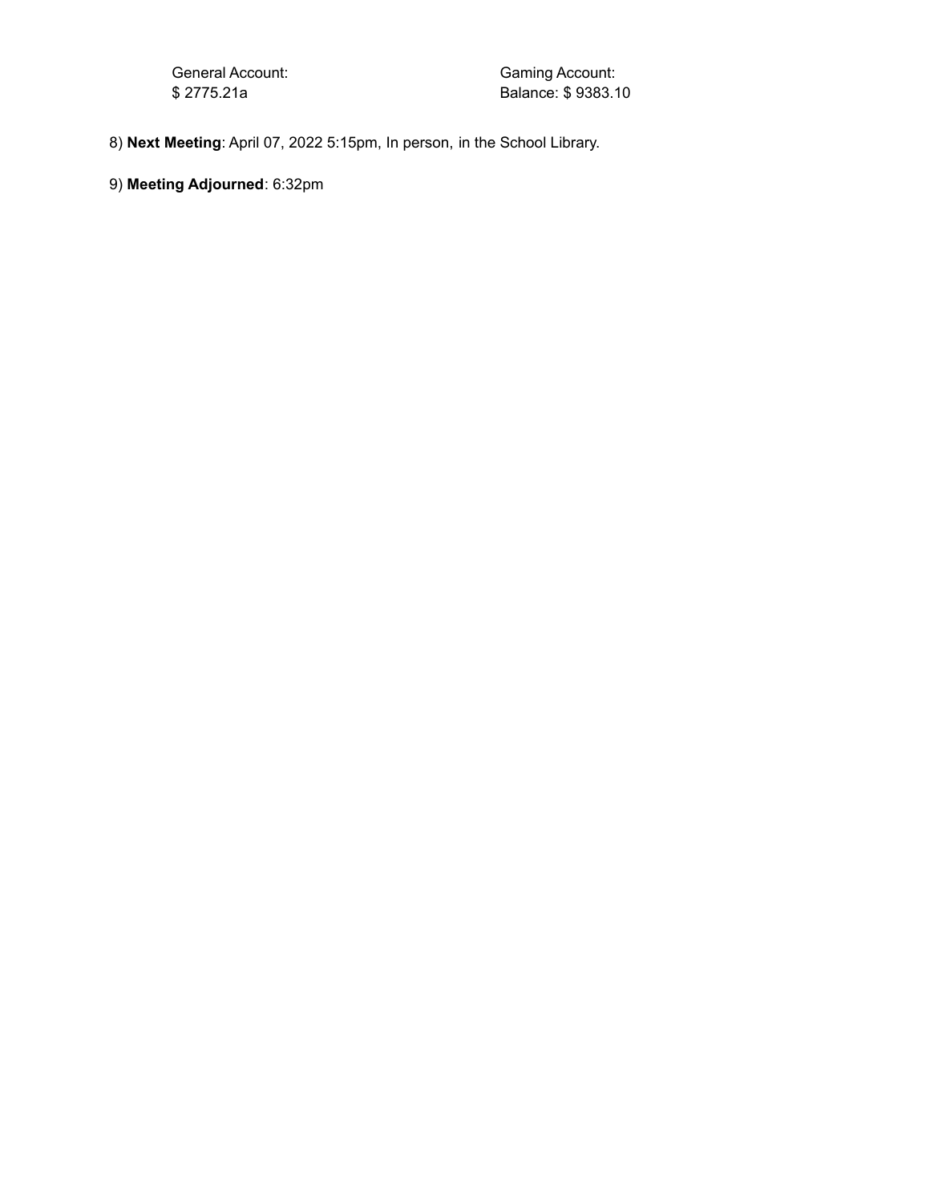General Account:
$ 2775.21a

Gaming Account:
Balance: $ 9383.10

8) **Next Meeting**: April 07, 2022 5:15pm, In person, in the School Library.

9) **Meeting Adjourned**: 6:32pm